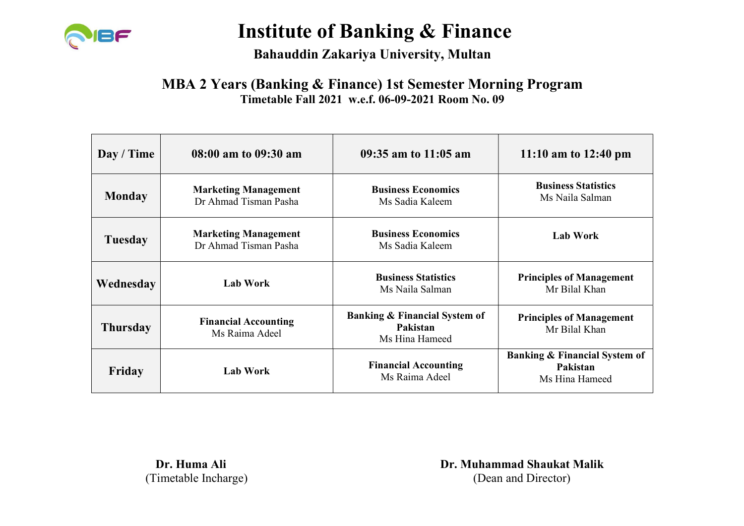# Institute of Banking & Finance

**Bahauddin Zakariya University, Multan**

## MBA 2 Years (Banking & Finance) 1st Semester Morning Program

**Timetable Fall 2021 w.e.f. 06-09-2021 Room No. 09**

| Day / Time | 08:00 am to 09:30 am | 09:35 am to 11:05 am | 11:10 am to 12:40 pm |
|---|---|---|---|
| **Monday** | **Marketing Management** Dr Ahmad Tisman Pasha | **Business Economics** Ms Sadia Kaleem | **Business Statistics** Ms Naila Salman |
| **Tuesday** | **Marketing Management** Dr Ahmad Tisman Pasha | **Business Economics** Ms Sadia Kaleem | **Lab Work** |
| **Wednesday** | **Lab Work** | **Business Statistics** Ms Naila Salman | **Principles of Management** Mr Bilal Khan |
| **Thursday** | **Financial Accounting** Ms Raima Adeel | **Banking & Financial System of Pakistan** Ms Hina Hameed | **Principles of Management** Mr Bilal Khan |
| **Friday** | **Lab Work** | **Financial Accounting** Ms Raima Adeel | **Banking & Financial System of Pakistan** Ms Hina Hameed |

**Dr. Huma Ali**
(Timetable Incharge)

**Dr. Muhammad Shaukat Malik**
(Dean and Director)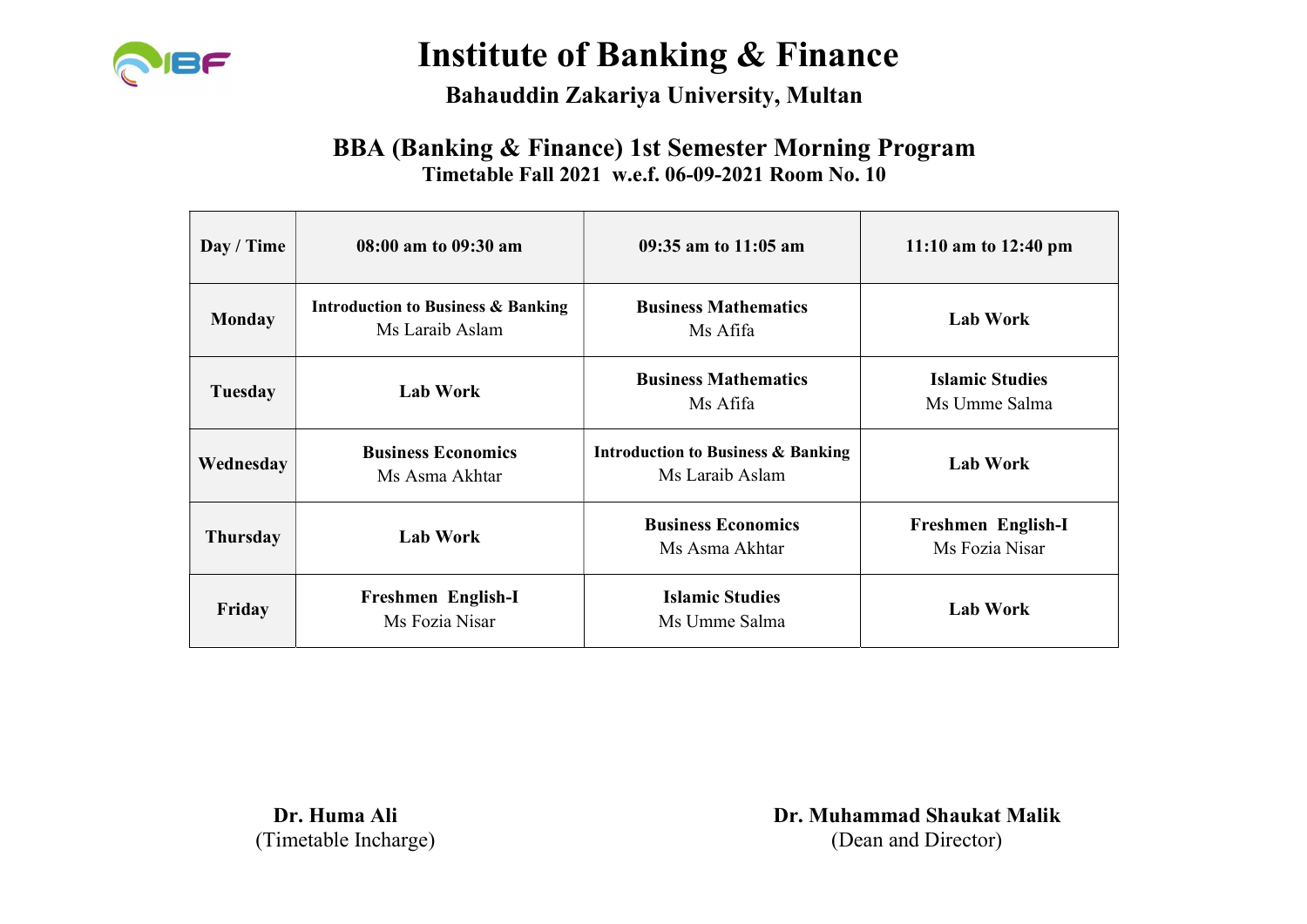# Institute of Banking & Finance

**Bahauddin Zakariya University, Multan**

## BBA (Banking & Finance) 1st Semester Morning Program

**Timetable Fall 2021 w.e.f. 06-09-2021 Room No. 10**

| Day / Time | 08:00 am to 09:30 am | 09:35 am to 11:05 am | 11:10 am to 12:40 pm |
|---|---|---|---|
| **Monday** | **Introduction to Business & Banking** Ms Laraib Aslam | **Business Mathematics** Ms Afifa | **Lab Work** |
| **Tuesday** | **Lab Work** | **Business Mathematics** Ms Afifa | **Islamic Studies** Ms Umme Salma |
| **Wednesday** | **Business Economics** Ms Asma Akhtar | **Introduction to Business & Banking** Ms Laraib Aslam | **Lab Work** |
| **Thursday** | **Lab Work** | **Business Economics** Ms Asma Akhtar | **Freshmen English-I** Ms Fozia Nisar |
| **Friday** | **Freshmen English-I** Ms Fozia Nisar | **Islamic Studies** Ms Umme Salma | **Lab Work** |

**Dr. Huma Ali**
(Timetable Incharge)

**Dr. Muhammad Shaukat Malik**
(Dean and Director)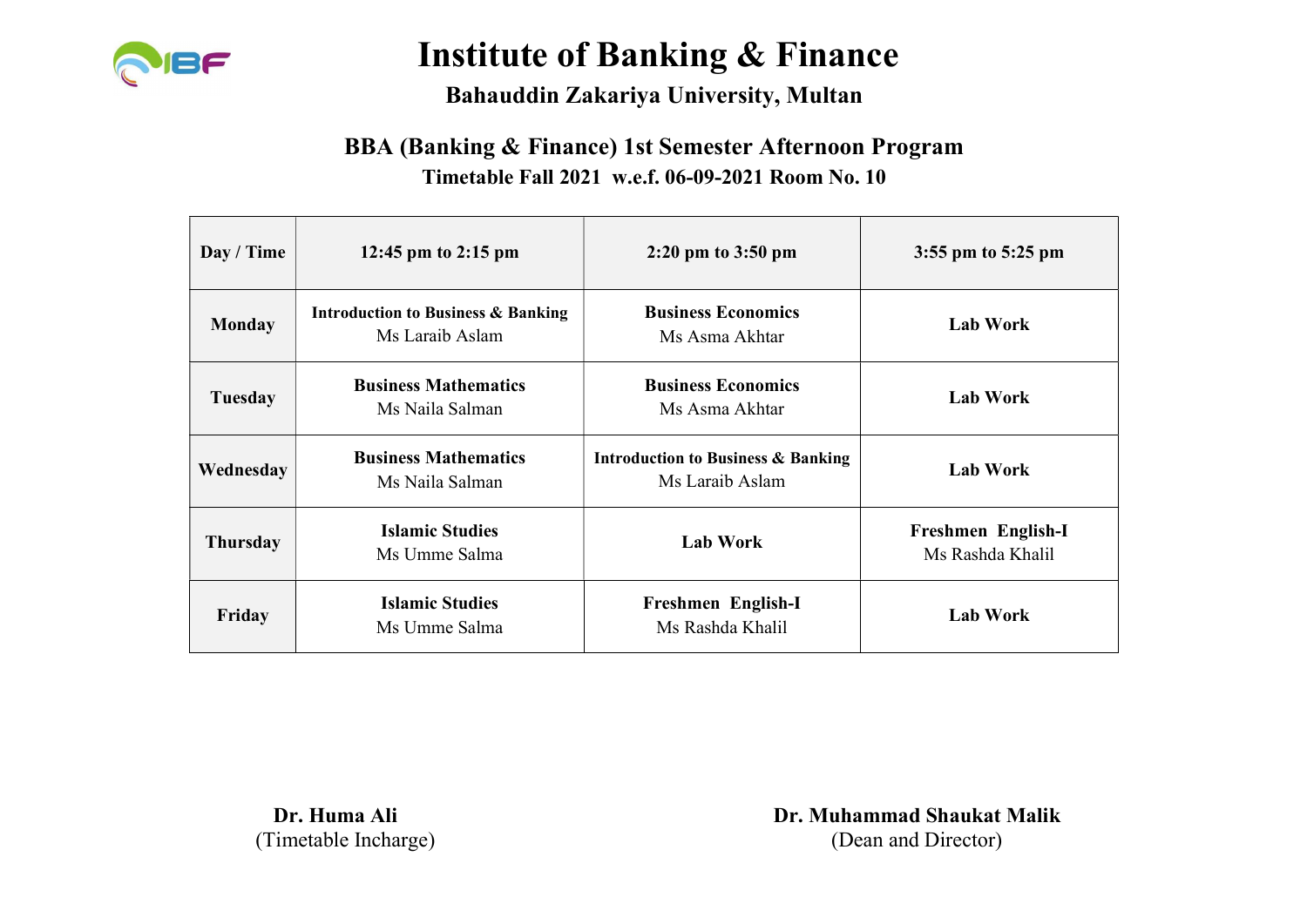# Institute of Banking & Finance

## Bahauddin Zakariya University, Multan

### BBA (Banking & Finance) 1st Semester Afternoon Program

**Timetable Fall 2021 w.e.f. 06-09-2021 Room No. 10**

| Day / Time | 12:45 pm to 2:15 pm | 2:20 pm to 3:50 pm | 3:55 pm to 5:25 pm |
|---|---|---|---|
| **Monday** | **Introduction to Business & Banking** Ms Laraib Aslam | **Business Economics** Ms Asma Akhtar | **Lab Work** |
| **Tuesday** | **Business Mathematics** Ms Naila Salman | **Business Economics** Ms Asma Akhtar | **Lab Work** |
| **Wednesday** | **Business Mathematics** Ms Naila Salman | **Introduction to Business & Banking** Ms Laraib Aslam | **Lab Work** |
| **Thursday** | **Islamic Studies** Ms Umme Salma | **Lab Work** | **Freshmen English-I** Ms Rashda Khalil |
| **Friday** | **Islamic Studies** Ms Umme Salma | **Freshmen English-I** Ms Rashda Khalil | **Lab Work** |

**Dr. Huma Ali**
(Timetable Incharge)

**Dr. Muhammad Shaukat Malik**
(Dean and Director)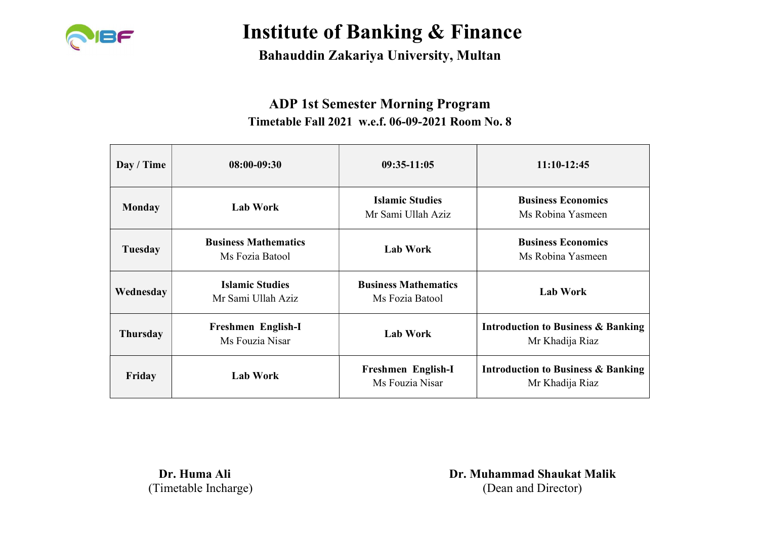# Institute of Banking & Finance

**Bahauddin Zakariya University, Multan**

## ADP 1st Semester Morning Program

**Timetable Fall 2021 w.e.f. 06-09-2021 Room No. 8**

| Day / Time | 08:00-09:30 | 09:35-11:05 | 11:10-12:45 |
|---|---|---|---|
| **Monday** | **Lab Work** | **Islamic Studies** Mr Sami Ullah Aziz | **Business Economics** Ms Robina Yasmeen |
| **Tuesday** | **Business Mathematics** Ms Fozia Batool | **Lab Work** | **Business Economics** Ms Robina Yasmeen |
| **Wednesday** | **Islamic Studies** Mr Sami Ullah Aziz | **Business Mathematics** Ms Fozia Batool | **Lab Work** |
| **Thursday** | **Freshmen English-I** Ms Fouzia Nisar | **Lab Work** | **Introduction to Business & Banking** Mr Khadija Riaz |
| **Friday** | **Lab Work** | **Freshmen English-I** Ms Fouzia Nisar | **Introduction to Business & Banking** Mr Khadija Riaz |

**Dr. Huma Ali**
(Timetable Incharge)

**Dr. Muhammad Shaukat Malik**
(Dean and Director)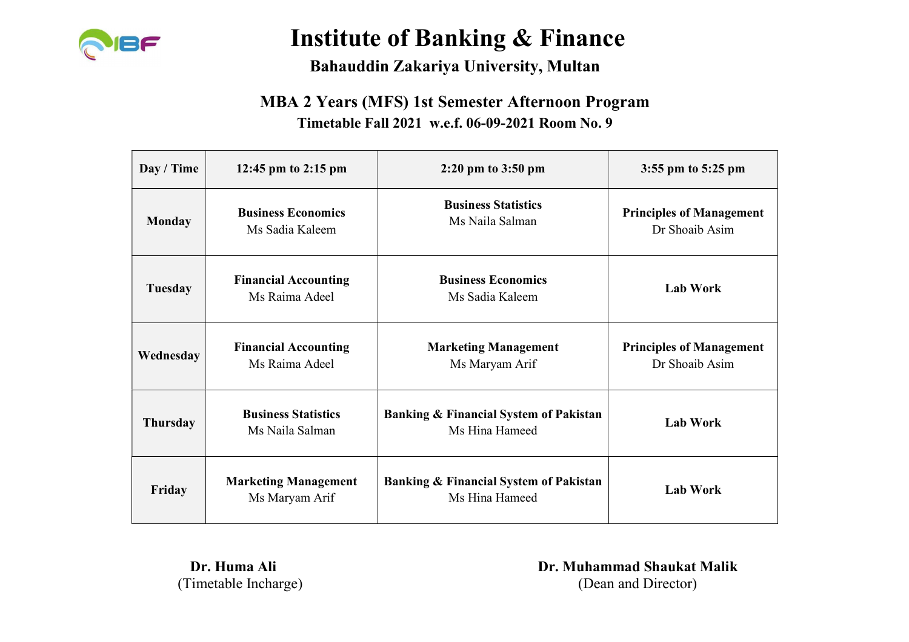# Institute of Banking & Finance

**Bahauddin Zakariya University, Multan**

## MBA 2 Years (MFS) 1st Semester Afternoon Program

**Timetable Fall 2021 w.e.f. 06-09-2021 Room No. 9**

| Day / Time | 12:45 pm to 2:15 pm | 2:20 pm to 3:50 pm | 3:55 pm to 5:25 pm |
|---|---|---|---|
| **Monday** | **Business Economics** Ms Sadia Kaleem | **Business Statistics** Ms Naila Salman | **Principles of Management** Dr Shoaib Asim |
| **Tuesday** | **Financial Accounting** Ms Raima Adeel | **Business Economics** Ms Sadia Kaleem | **Lab Work** |
| **Wednesday** | **Financial Accounting** Ms Raima Adeel | **Marketing Management** Ms Maryam Arif | **Principles of Management** Dr Shoaib Asim |
| **Thursday** | **Business Statistics** Ms Naila Salman | **Banking & Financial System of Pakistan** Ms Hina Hameed | **Lab Work** |
| **Friday** | **Marketing Management** Ms Maryam Arif | **Banking & Financial System of Pakistan** Ms Hina Hameed | **Lab Work** |

**Dr. Huma Ali**
(Timetable Incharge)

**Dr. Muhammad Shaukat Malik**
(Dean and Director)